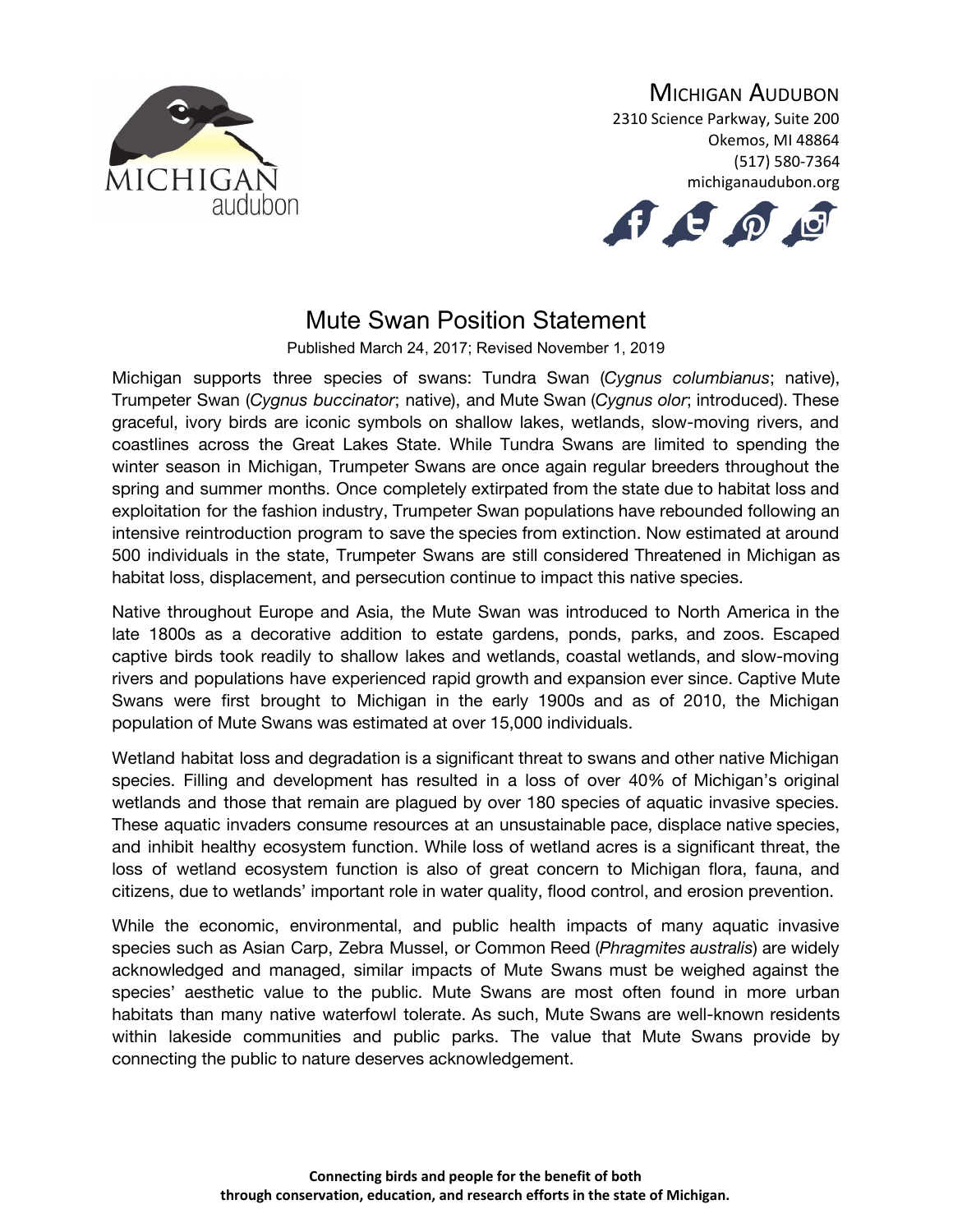Michigan Audubon
2310 Science Parkway, Suite 200
Okemos, MI 48864
(517) 580-7364
michiganaudubon.org

# Mute Swan Position Statement

Published March 24, 2017; Revised November 1, 2019

Michigan supports three species of swans: Tundra Swan (*Cygnus columbianus*; native), Trumpeter Swan (*Cygnus buccinator*; native), and Mute Swan (*Cygnus olor*; introduced). These graceful, ivory birds are iconic symbols on shallow lakes, wetlands, slow-moving rivers, and coastlines across the Great Lakes State. While Tundra Swans are limited to spending the winter season in Michigan, Trumpeter Swans are once again regular breeders throughout the spring and summer months. Once completely extirpated from the state due to habitat loss and exploitation for the fashion industry, Trumpeter Swan populations have rebounded following an intensive reintroduction program to save the species from extinction. Now estimated at around 500 individuals in the state, Trumpeter Swans are still considered Threatened in Michigan as habitat loss, displacement, and persecution continue to impact this native species.

Native throughout Europe and Asia, the Mute Swan was introduced to North America in the late 1800s as a decorative addition to estate gardens, ponds, parks, and zoos. Escaped captive birds took readily to shallow lakes and wetlands, coastal wetlands, and slow-moving rivers and populations have experienced rapid growth and expansion ever since. Captive Mute Swans were first brought to Michigan in the early 1900s and as of 2010, the Michigan population of Mute Swans was estimated at over 15,000 individuals.

Wetland habitat loss and degradation is a significant threat to swans and other native Michigan species. Filling and development has resulted in a loss of over 40% of Michigan's original wetlands and those that remain are plagued by over 180 species of aquatic invasive species. These aquatic invaders consume resources at an unsustainable pace, displace native species, and inhibit healthy ecosystem function. While loss of wetland acres is a significant threat, the loss of wetland ecosystem function is also of great concern to Michigan flora, fauna, and citizens, due to wetlands' important role in water quality, flood control, and erosion prevention.

While the economic, environmental, and public health impacts of many aquatic invasive species such as Asian Carp, Zebra Mussel, or Common Reed (*Phragmites australis*) are widely acknowledged and managed, similar impacts of Mute Swans must be weighed against the species' aesthetic value to the public. Mute Swans are most often found in more urban habitats than many native waterfowl tolerate. As such, Mute Swans are well-known residents within lakeside communities and public parks. The value that Mute Swans provide by connecting the public to nature deserves acknowledgement.

**Connecting birds and people for the benefit of both through conservation, education, and research efforts in the state of Michigan.**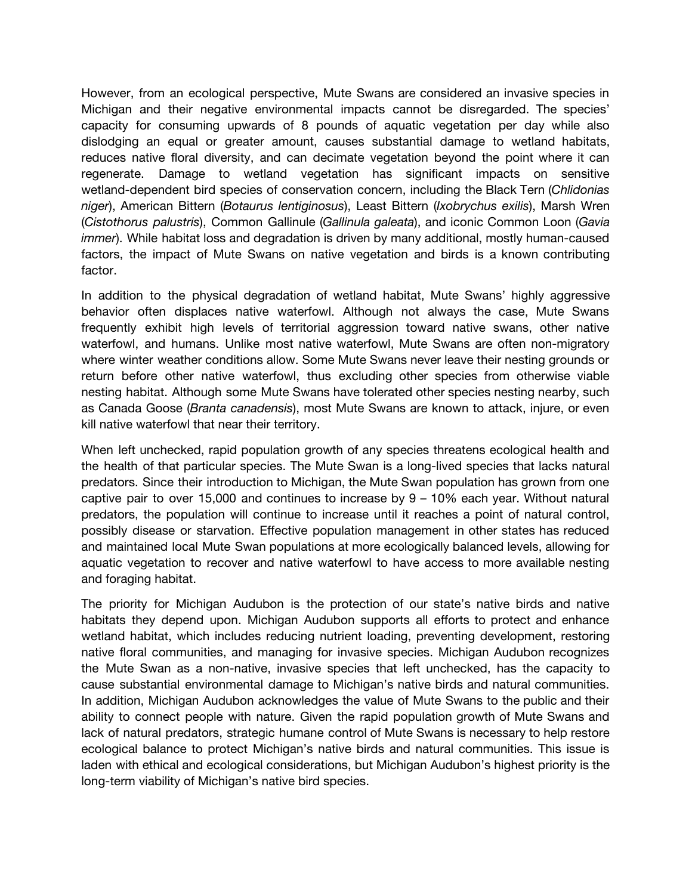However, from an ecological perspective, Mute Swans are considered an invasive species in Michigan and their negative environmental impacts cannot be disregarded. The species' capacity for consuming upwards of 8 pounds of aquatic vegetation per day while also dislodging an equal or greater amount, causes substantial damage to wetland habitats, reduces native floral diversity, and can decimate vegetation beyond the point where it can regenerate. Damage to wetland vegetation has significant impacts on sensitive wetland-dependent bird species of conservation concern, including the Black Tern (*Chlidonias niger*), American Bittern (*Botaurus lentiginosus*), Least Bittern (*Ixobrychus exilis*), Marsh Wren (*Cistothorus palustris*), Common Gallinule (*Gallinula galeata*), and iconic Common Loon (*Gavia immer*). While habitat loss and degradation is driven by many additional, mostly human-caused factors, the impact of Mute Swans on native vegetation and birds is a known contributing factor.

In addition to the physical degradation of wetland habitat, Mute Swans' highly aggressive behavior often displaces native waterfowl. Although not always the case, Mute Swans frequently exhibit high levels of territorial aggression toward native swans, other native waterfowl, and humans. Unlike most native waterfowl, Mute Swans are often non-migratory where winter weather conditions allow. Some Mute Swans never leave their nesting grounds or return before other native waterfowl, thus excluding other species from otherwise viable nesting habitat. Although some Mute Swans have tolerated other species nesting nearby, such as Canada Goose (*Branta canadensis*), most Mute Swans are known to attack, injure, or even kill native waterfowl that near their territory.

When left unchecked, rapid population growth of any species threatens ecological health and the health of that particular species. The Mute Swan is a long-lived species that lacks natural predators. Since their introduction to Michigan, the Mute Swan population has grown from one captive pair to over 15,000 and continues to increase by 9 – 10% each year. Without natural predators, the population will continue to increase until it reaches a point of natural control, possibly disease or starvation. Effective population management in other states has reduced and maintained local Mute Swan populations at more ecologically balanced levels, allowing for aquatic vegetation to recover and native waterfowl to have access to more available nesting and foraging habitat.

The priority for Michigan Audubon is the protection of our state's native birds and native habitats they depend upon. Michigan Audubon supports all efforts to protect and enhance wetland habitat, which includes reducing nutrient loading, preventing development, restoring native floral communities, and managing for invasive species. Michigan Audubon recognizes the Mute Swan as a non-native, invasive species that left unchecked, has the capacity to cause substantial environmental damage to Michigan's native birds and natural communities. In addition, Michigan Audubon acknowledges the value of Mute Swans to the public and their ability to connect people with nature. Given the rapid population growth of Mute Swans and lack of natural predators, strategic humane control of Mute Swans is necessary to help restore ecological balance to protect Michigan's native birds and natural communities. This issue is laden with ethical and ecological considerations, but Michigan Audubon's highest priority is the long-term viability of Michigan's native bird species.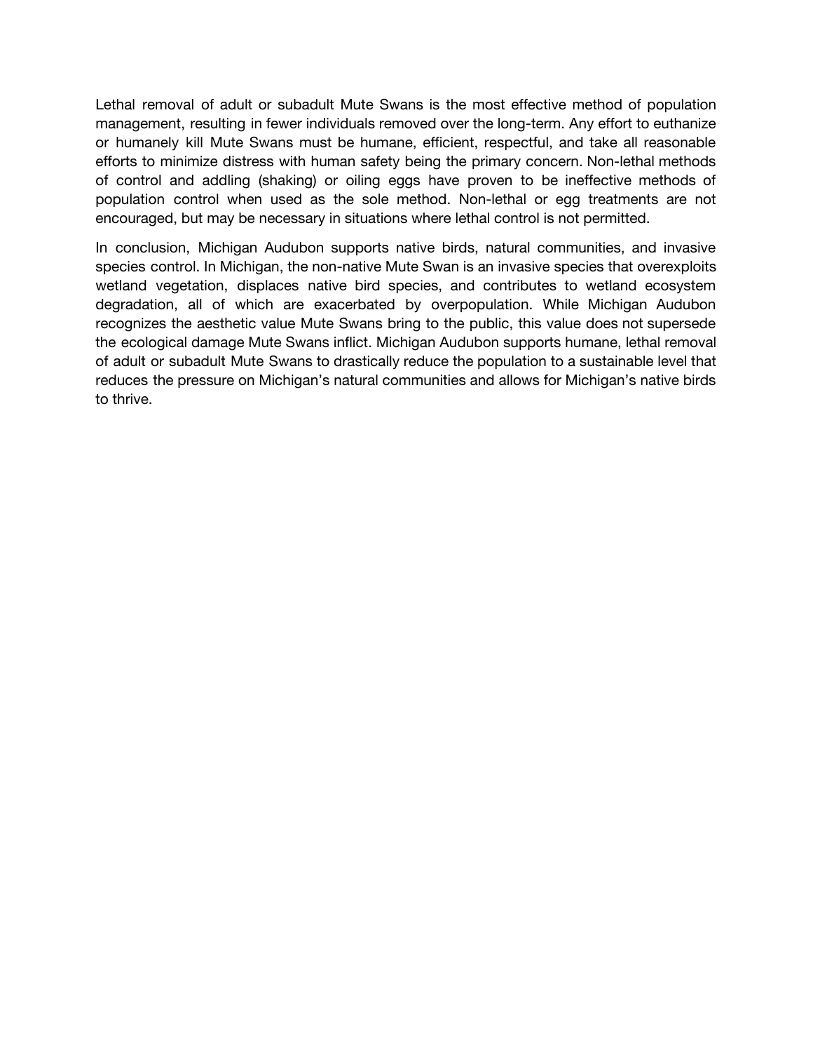Lethal removal of adult or subadult Mute Swans is the most effective method of population management, resulting in fewer individuals removed over the long-term. Any effort to euthanize or humanely kill Mute Swans must be humane, efficient, respectful, and take all reasonable efforts to minimize distress with human safety being the primary concern. Non-lethal methods of control and addling (shaking) or oiling eggs have proven to be ineffective methods of population control when used as the sole method. Non-lethal or egg treatments are not encouraged, but may be necessary in situations where lethal control is not permitted.

In conclusion, Michigan Audubon supports native birds, natural communities, and invasive species control. In Michigan, the non-native Mute Swan is an invasive species that overexploits wetland vegetation, displaces native bird species, and contributes to wetland ecosystem degradation, all of which are exacerbated by overpopulation. While Michigan Audubon recognizes the aesthetic value Mute Swans bring to the public, this value does not supersede the ecological damage Mute Swans inflict. Michigan Audubon supports humane, lethal removal of adult or subadult Mute Swans to drastically reduce the population to a sustainable level that reduces the pressure on Michigan's natural communities and allows for Michigan's native birds to thrive.